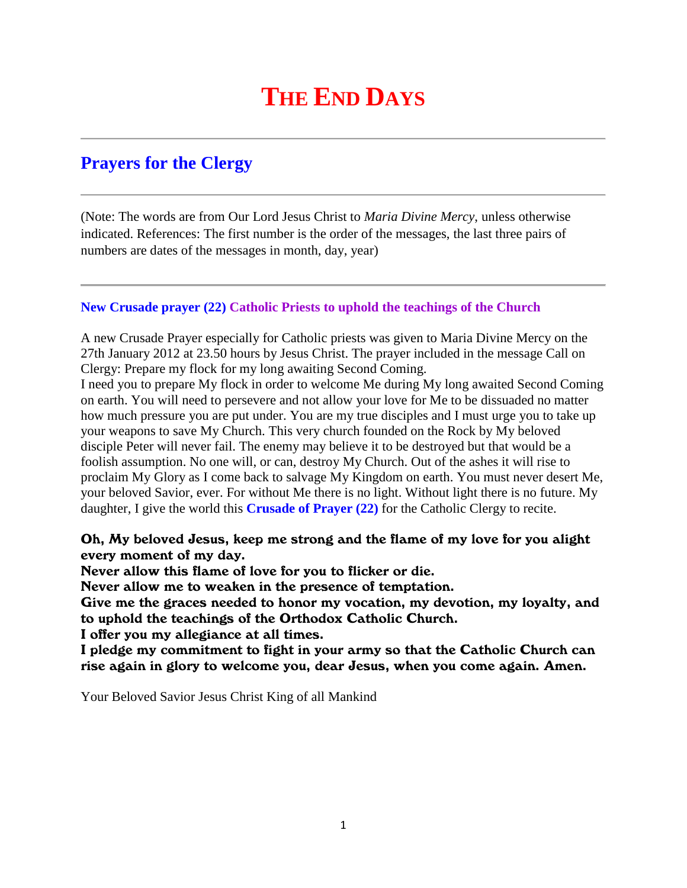# THE END DAYS

---

## Prayers for the Clergy

---

(Note: The words are from Our Lord Jesus Christ to *Maria Divine Mercy*, unless otherwise indicated. References: The first number is the order of the messages, the last three pairs of numbers are dates of the messages in month, day, year)

---

**New Crusade prayer (22) Catholic Priests to uphold the teachings of the Church**

A new Crusade Prayer especially for Catholic priests was given to Maria Divine Mercy on the 27th January 2012 at 23.50 hours by Jesus Christ. The prayer included in the message Call on Clergy: Prepare my flock for my long awaiting Second Coming.
I need you to prepare My flock in order to welcome Me during My long awaited Second Coming on earth. You will need to persevere and not allow your love for Me to be dissuaded no matter how much pressure you are put under. You are my true disciples and I must urge you to take up your weapons to save My Church. This very church founded on the Rock by My beloved disciple Peter will never fail. The enemy may believe it to be destroyed but that would be a foolish assumption. No one will, or can, destroy My Church. Out of the ashes it will rise to proclaim My Glory as I come back to salvage My Kingdom on earth. You must never desert Me, your beloved Savior, ever. For without Me there is no light. Without light there is no future. My daughter, I give the world this **Crusade of Prayer (22)** for the Catholic Clergy to recite.

**Oh, My beloved Jesus, keep me strong and the flame of my love for you alight every moment of my day.**
**Never allow this flame of love for you to flicker or die.**
**Never allow me to weaken in the presence of temptation.**
**Give me the graces needed to honor my vocation, my devotion, my loyalty, and to uphold the teachings of the Orthodox Catholic Church.**
**I offer you my allegiance at all times.**
**I pledge my commitment to fight in your army so that the Catholic Church can rise again in glory to welcome you, dear Jesus, when you come again. Amen.**

Your Beloved Savior Jesus Christ King of all Mankind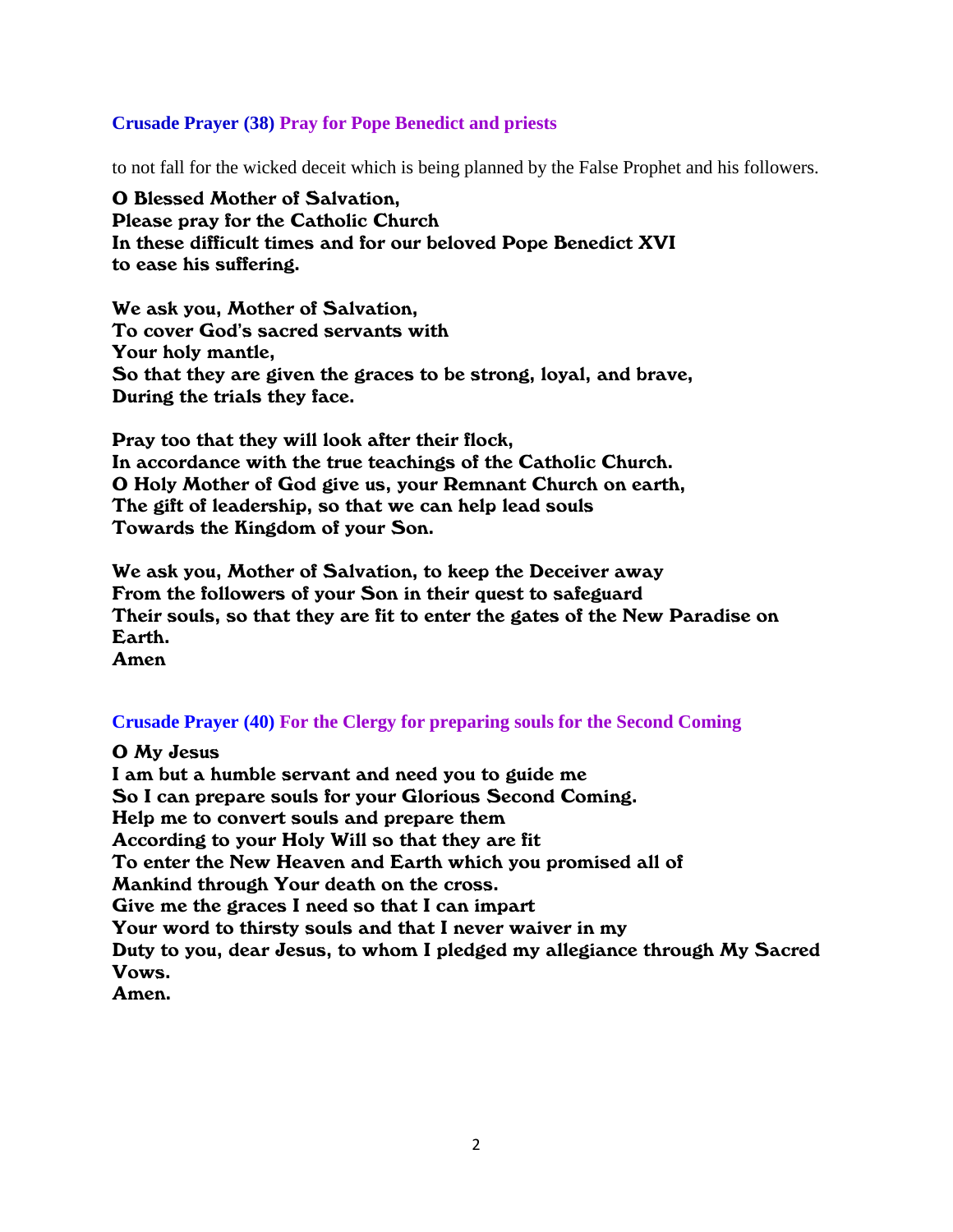**Crusade Prayer (38) Pray for Pope Benedict and priests**

to not fall for the wicked deceit which is being planned by the False Prophet and his followers.

**O Blessed Mother of Salvation,**
**Please pray for the Catholic Church**
**In these difficult times and for our beloved Pope Benedict XVI**
**to ease his suffering.**

**We ask you, Mother of Salvation,**
**To cover God's sacred servants with**
**Your holy mantle,**
**So that they are given the graces to be strong, loyal, and brave,**
**During the trials they face.**

**Pray too that they will look after their flock,**
**In accordance with the true teachings of the Catholic Church.**
**O Holy Mother of God give us, your Remnant Church on earth,**
**The gift of leadership, so that we can help lead souls**
**Towards the Kingdom of your Son.**

**We ask you, Mother of Salvation, to keep the Deceiver away**
**From the followers of your Son in their quest to safeguard**
**Their souls, so that they are fit to enter the gates of the New Paradise on Earth.**
**Amen**

**Crusade Prayer (40) For the Clergy for preparing souls for the Second Coming**

**O My Jesus**
**I am but a humble servant and need you to guide me**
**So I can prepare souls for your Glorious Second Coming.**
**Help me to convert souls and prepare them**
**According to your Holy Will so that they are fit**
**To enter the New Heaven and Earth which you promised all of**
**Mankind through Your death on the cross.**
**Give me the graces I need so that I can impart**
**Your word to thirsty souls and that I never waiver in my**
**Duty to you, dear Jesus, to whom I pledged my allegiance through My Sacred Vows.**
**Amen.**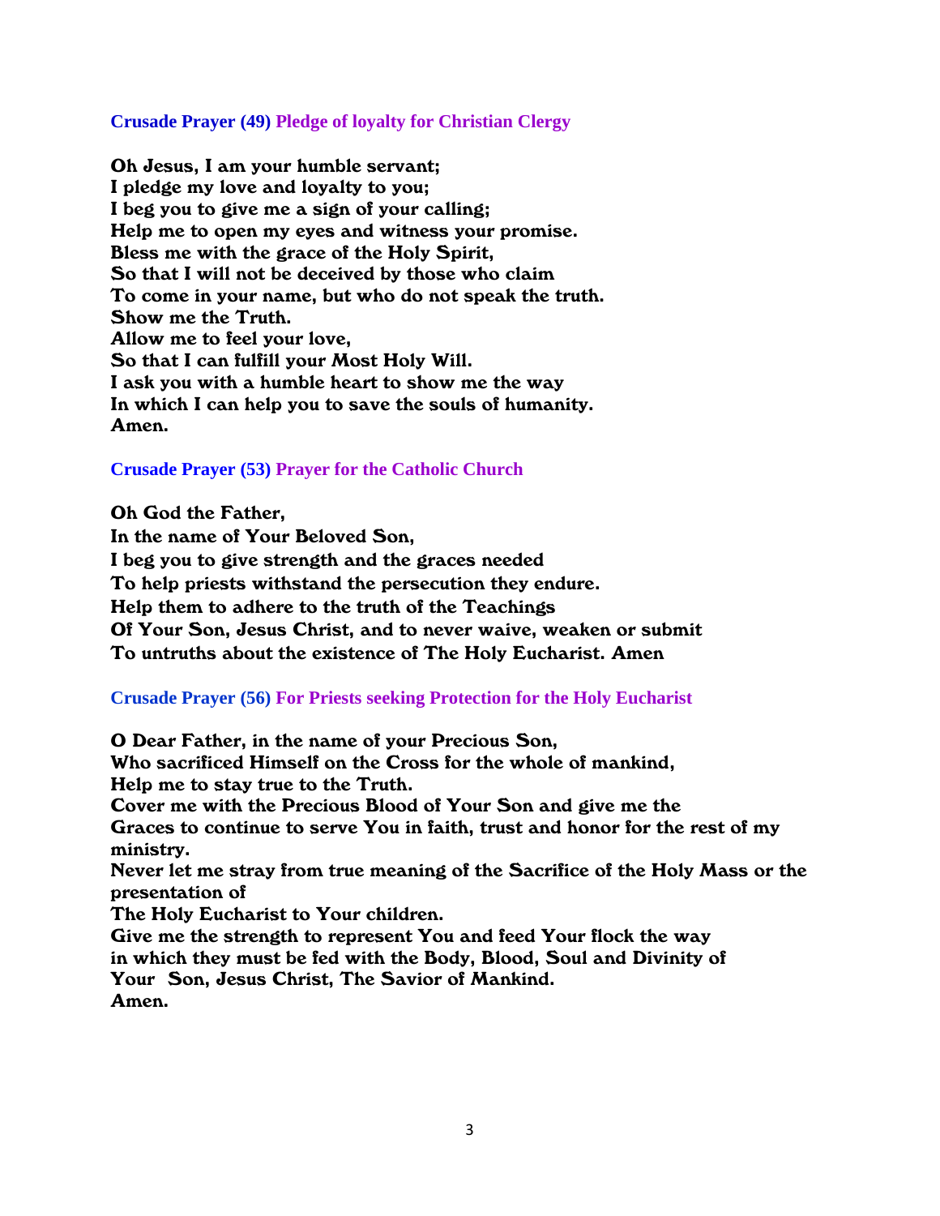**Crusade Prayer (49) Pledge of loyalty for Christian Clergy**

**Oh Jesus, I am your humble servant;**
**I pledge my love and loyalty to you;**
**I beg you to give me a sign of your calling;**
**Help me to open my eyes and witness your promise.**
**Bless me with the grace of the Holy Spirit,**
**So that I will not be deceived by those who claim**
**To come in your name, but who do not speak the truth.**
**Show me the Truth.**
**Allow me to feel your love,**
**So that I can fulfill your Most Holy Will.**
**I ask you with a humble heart to show me the way**
**In which I can help you to save the souls of humanity.**
**Amen.**

**Crusade Prayer (53) Prayer for the Catholic Church**

**Oh God the Father,**
**In the name of Your Beloved Son,**
**I beg you to give strength and the graces needed**
**To help priests withstand the persecution they endure.**
**Help them to adhere to the truth of the Teachings**
**Of Your Son, Jesus Christ, and to never waive, weaken or submit**
**To untruths about the existence of The Holy Eucharist. Amen**

**Crusade Prayer (56) For Priests seeking Protection for the Holy Eucharist**

**O Dear Father, in the name of your Precious Son,**
**Who sacrificed Himself on the Cross for the whole of mankind,**
**Help me to stay true to the Truth.**
**Cover me with the Precious Blood of Your Son and give me the**
**Graces to continue to serve You in faith, trust and honor for the rest of my ministry.**
**Never let me stray from true meaning of the Sacrifice of the Holy Mass or the presentation of**
**The Holy Eucharist to Your children.**
**Give me the strength to represent You and feed Your flock the way**
**in which they must be fed with the Body, Blood, Soul and Divinity of**
**Your Son, Jesus Christ, The Savior of Mankind.**
**Amen.**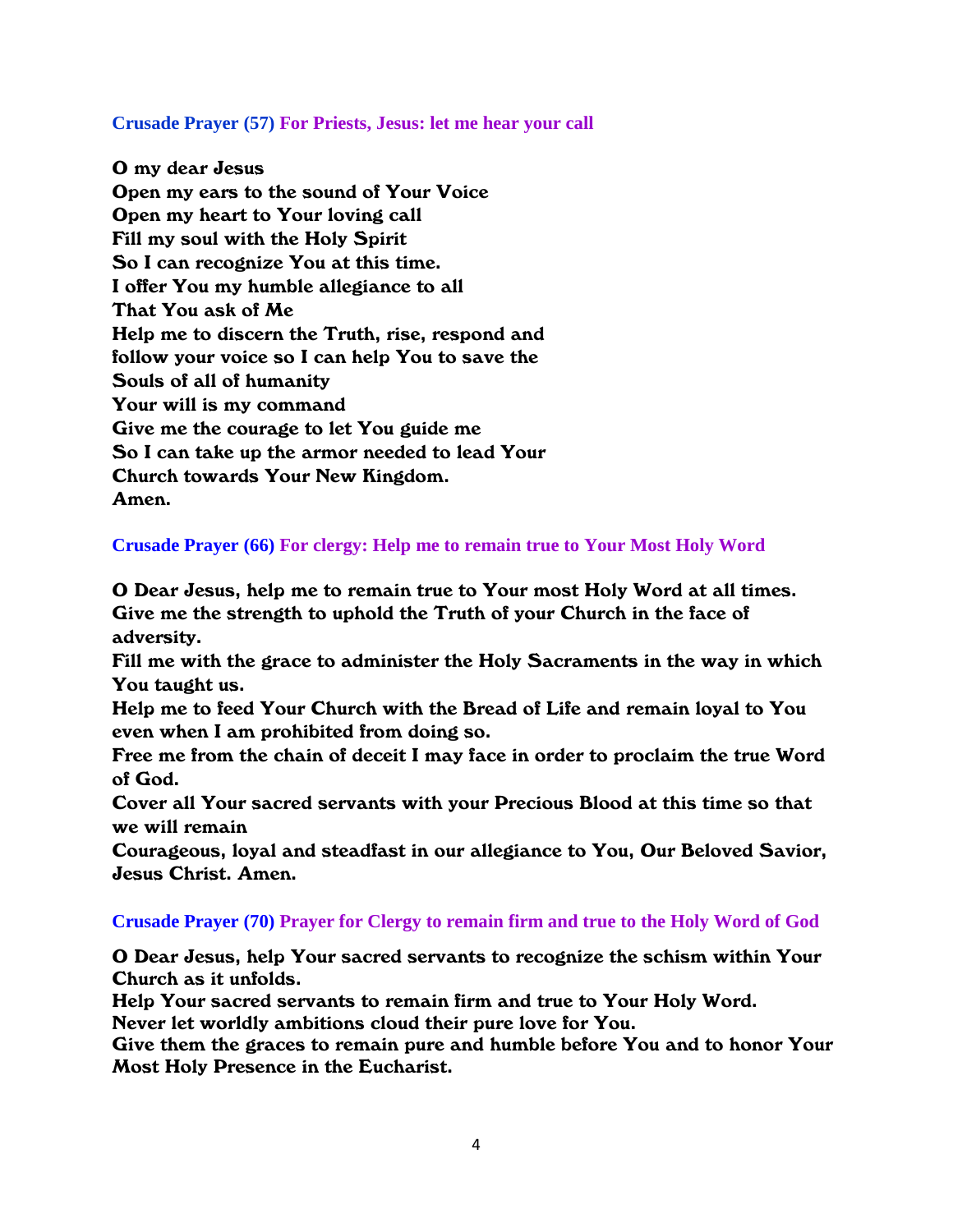### Crusade Prayer (57) For Priests, Jesus: let me hear your call

**O my dear Jesus**
**Open my ears to the sound of Your Voice**
**Open my heart to Your loving call**
**Fill my soul with the Holy Spirit**
**So I can recognize You at this time.**
**I offer You my humble allegiance to all**
**That You ask of Me**
**Help me to discern the Truth, rise, respond and**
**follow your voice so I can help You to save the**
**Souls of all of humanity**
**Your will is my command**
**Give me the courage to let You guide me**
**So I can take up the armor needed to lead Your**
**Church towards Your New Kingdom.**
**Amen.**

### Crusade Prayer (66) For clergy: Help me to remain true to Your Most Holy Word

**O Dear Jesus, help me to remain true to Your most Holy Word at all times.**
**Give me the strength to uphold the Truth of your Church in the face of adversity.**
**Fill me with the grace to administer the Holy Sacraments in the way in which You taught us.**
**Help me to feed Your Church with the Bread of Life and remain loyal to You even when I am prohibited from doing so.**
**Free me from the chain of deceit I may face in order to proclaim the true Word of God.**
**Cover all Your sacred servants with your Precious Blood at this time so that we will remain**
**Courageous, loyal and steadfast in our allegiance to You, Our Beloved Savior, Jesus Christ. Amen.**

### Crusade Prayer (70) Prayer for Clergy to remain firm and true to the Holy Word of God

**O Dear Jesus, help Your sacred servants to recognize the schism within Your Church as it unfolds.**
**Help Your sacred servants to remain firm and true to Your Holy Word.**
**Never let worldly ambitions cloud their pure love for You.**
**Give them the graces to remain pure and humble before You and to honor Your Most Holy Presence in the Eucharist.**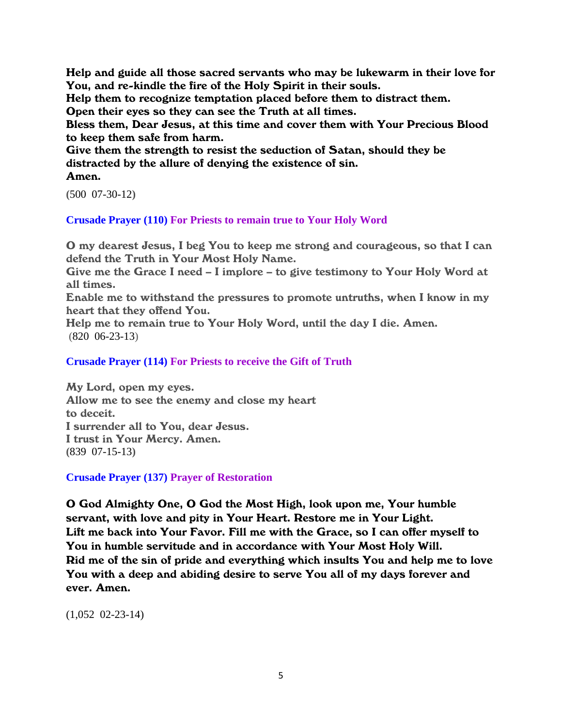**Help and guide all those sacred servants who may be lukewarm in their love for You, and re-kindle the fire of the Holy Spirit in their souls.**
**Help them to recognize temptation placed before them to distract them.**
**Open their eyes so they can see the Truth at all times.**
**Bless them, Dear Jesus, at this time and cover them with Your Precious Blood to keep them safe from harm.**
**Give them the strength to resist the seduction of Satan, should they be distracted by the allure of denying the existence of sin.**
**Amen.**

(500 07-30-12)

**Crusade Prayer (110) For Priests to remain true to Your Holy Word**

**O my dearest Jesus, I beg You to keep me strong and courageous, so that I can defend the Truth in Your Most Holy Name.**
**Give me the Grace I need – I implore – to give testimony to Your Holy Word at all times.**
**Enable me to withstand the pressures to promote untruths, when I know in my heart that they offend You.**
**Help me to remain true to Your Holy Word, until the day I die. Amen.**
(820 06-23-13)

**Crusade Prayer (114) For Priests to receive the Gift of Truth**

**My Lord, open my eyes.**
**Allow me to see the enemy and close my heart to deceit.**
**I surrender all to You, dear Jesus.**
**I trust in Your Mercy. Amen.**
(839 07-15-13)

**Crusade Prayer (137) Prayer of Restoration**

**O God Almighty One, O God the Most High, look upon me, Your humble servant, with love and pity in Your Heart. Restore me in Your Light.**
**Lift me back into Your Favor. Fill me with the Grace, so I can offer myself to You in humble servitude and in accordance with Your Most Holy Will.**
**Rid me of the sin of pride and everything which insults You and help me to love You with a deep and abiding desire to serve You all of my days forever and ever. Amen.**

(1,052 02-23-14)